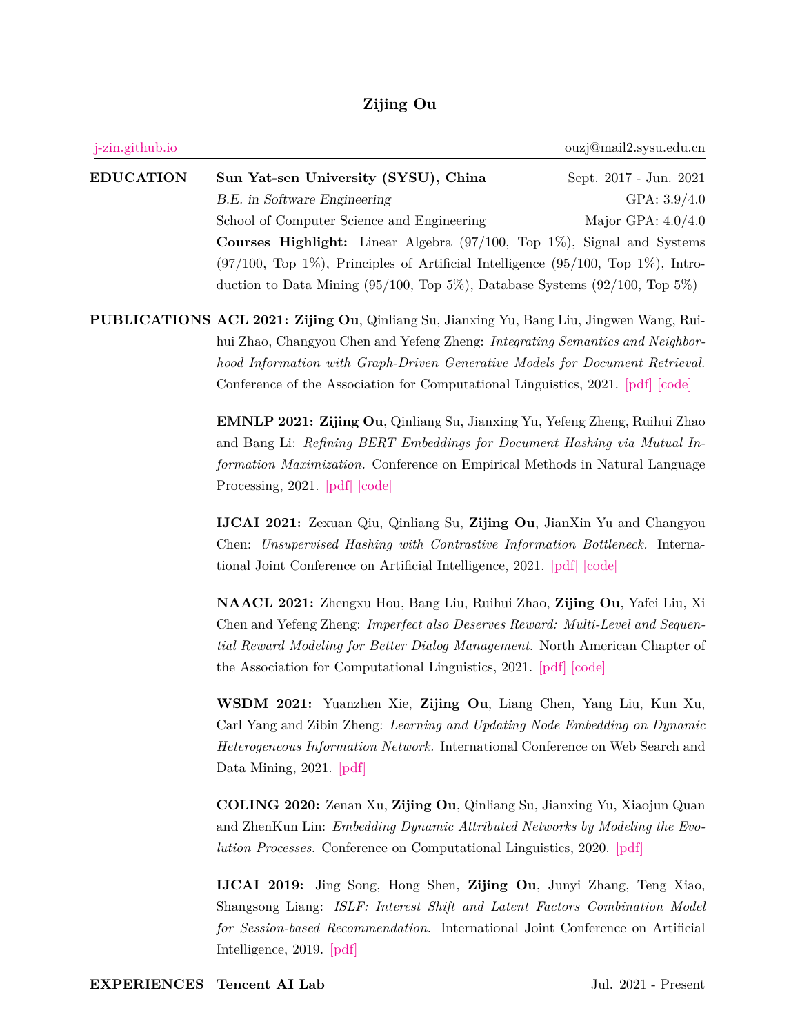# Zijing Ou

[j-zin.github.io] | ouzj@mail2.sysu.edu.cn

## EDUCATION

**Sun Yat-sen University (SYSU), China** — Sept. 2017 - Jun. 2021

*B.E. in Software Engineering* — GPA: 3.9/4.0

School of Computer Science and Engineering — Major GPA: 4.0/4.0

**Courses Highlight:** Linear Algebra (97/100, Top 1%), Signal and Systems (97/100, Top 1%), Principles of Artificial Intelligence (95/100, Top 1%), Introduction to Data Mining (95/100, Top 5%), Database Systems (92/100, Top 5%)

## PUBLICATIONS

**ACL 2021:** **Zijing Ou**, Qinliang Su, Jianxing Yu, Bang Liu, Jingwen Wang, Ruihui Zhao, Changyou Chen and Yefeng Zheng: *Integrating Semantics and Neighborhood Information with Graph-Driven Generative Models for Document Retrieval.* Conference of the Association for Computational Linguistics, 2021. [pdf] [code]

**EMNLP 2021:** **Zijing Ou**, Qinliang Su, Jianxing Yu, Yefeng Zheng, Ruihui Zhao and Bang Li: *Refining BERT Embeddings for Document Hashing via Mutual Information Maximization.* Conference on Empirical Methods in Natural Language Processing, 2021. [pdf] [code]

**IJCAI 2021:** Zexuan Qiu, Qinliang Su, **Zijing Ou**, JianXin Yu and Changyou Chen: *Unsupervised Hashing with Contrastive Information Bottleneck.* International Joint Conference on Artificial Intelligence, 2021. [pdf] [code]

**NAACL 2021:** Zhengxu Hou, Bang Liu, Ruihui Zhao, **Zijing Ou**, Yafei Liu, Xi Chen and Yefeng Zheng: *Imperfect also Deserves Reward: Multi-Level and Sequential Reward Modeling for Better Dialog Management.* North American Chapter of the Association for Computational Linguistics, 2021. [pdf] [code]

**WSDM 2021:** Yuanzhen Xie, **Zijing Ou**, Liang Chen, Yang Liu, Kun Xu, Carl Yang and Zibin Zheng: *Learning and Updating Node Embedding on Dynamic Heterogeneous Information Network.* International Conference on Web Search and Data Mining, 2021. [pdf]

**COLING 2020:** Zenan Xu, **Zijing Ou**, Qinliang Su, Jianxing Yu, Xiaojun Quan and ZhenKun Lin: *Embedding Dynamic Attributed Networks by Modeling the Evolution Processes.* Conference on Computational Linguistics, 2020. [pdf]

**IJCAI 2019:** Jing Song, Hong Shen, **Zijing Ou**, Junyi Zhang, Teng Xiao, Shangsong Liang: *ISLF: Interest Shift and Latent Factors Combination Model for Session-based Recommendation.* International Joint Conference on Artificial Intelligence, 2019. [pdf]

## EXPERIENCES

**Tencent AI Lab** — Jul. 2021 - Present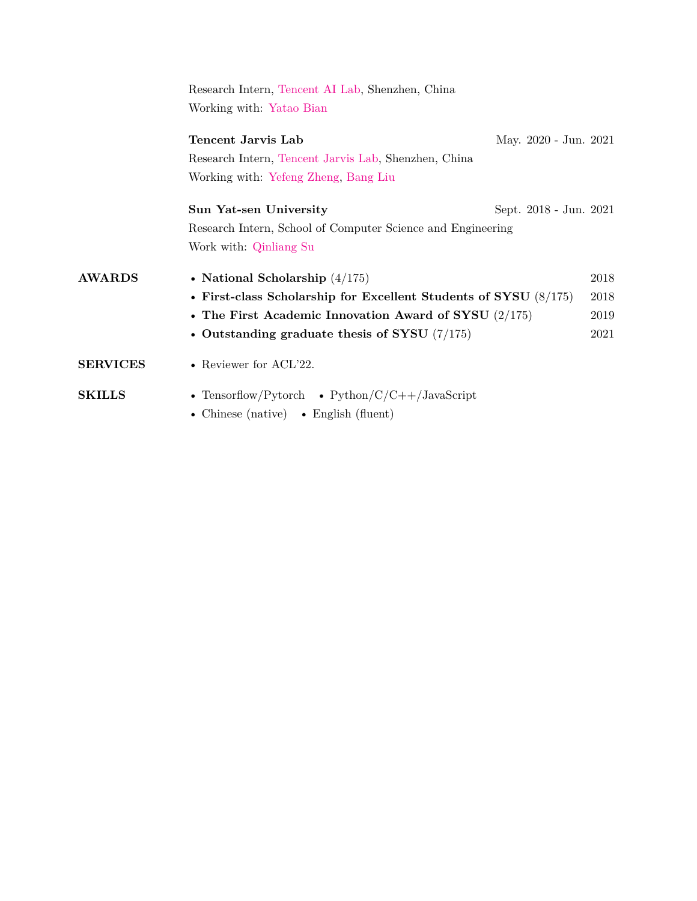Research Intern, Tencent AI Lab, Shenzhen, China
Working with: Yatao Bian

**Tencent Jarvis Lab** May. 2020 - Jun. 2021
Research Intern, Tencent Jarvis Lab, Shenzhen, China
Working with: Yefeng Zheng, Bang Liu

**Sun Yat-sen University** Sept. 2018 - Jun. 2021
Research Intern, School of Computer Science and Engineering
Work with: Qinliang Su

## AWARDS

- **National Scholarship** (4/175) 2018
- **First-class Scholarship for Excellent Students of SYSU** (8/175) 2018
- **The First Academic Innovation Award of SYSU** (2/175) 2019
- **Outstanding graduate thesis of SYSU** (7/175) 2021

## SERVICES

- Reviewer for ACL'22.

## SKILLS

- Tensorflow/Pytorch
- Python/C/C++/JavaScript
- Chinese (native)
- English (fluent)